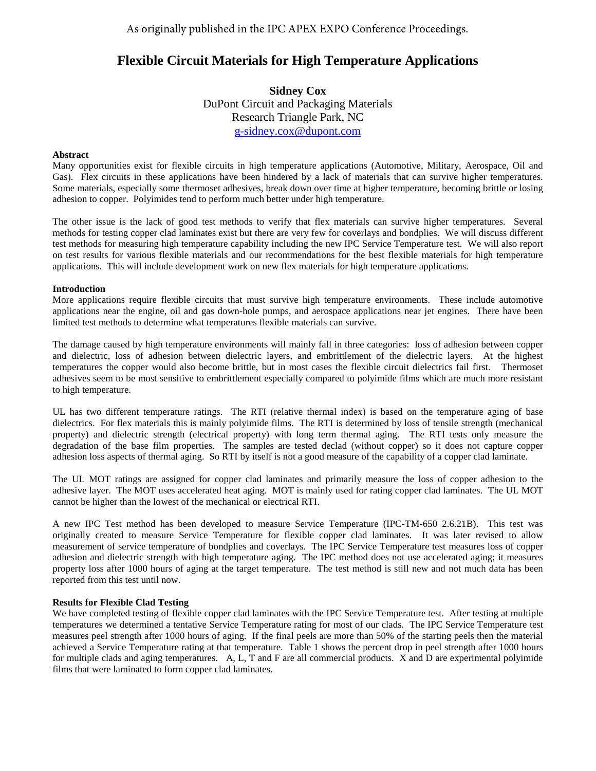As originally published in the IPC APEX EXPO Conference Proceedings.

# Flexible Circuit Materials for High Temperature Applications

**Sidney Cox**
DuPont Circuit and Packaging Materials
Research Triangle Park, NC
g-sidney.cox@dupont.com

## Abstract

Many opportunities exist for flexible circuits in high temperature applications (Automotive, Military, Aerospace, Oil and Gas). Flex circuits in these applications have been hindered by a lack of materials that can survive higher temperatures. Some materials, especially some thermoset adhesives, break down over time at higher temperature, becoming brittle or losing adhesion to copper. Polyimides tend to perform much better under high temperature.

The other issue is the lack of good test methods to verify that flex materials can survive higher temperatures. Several methods for testing copper clad laminates exist but there are very few for coverlays and bondplies. We will discuss different test methods for measuring high temperature capability including the new IPC Service Temperature test. We will also report on test results for various flexible materials and our recommendations for the best flexible materials for high temperature applications. This will include development work on new flex materials for high temperature applications.

## Introduction

More applications require flexible circuits that must survive high temperature environments. These include automotive applications near the engine, oil and gas down-hole pumps, and aerospace applications near jet engines. There have been limited test methods to determine what temperatures flexible materials can survive.

The damage caused by high temperature environments will mainly fall in three categories: loss of adhesion between copper and dielectric, loss of adhesion between dielectric layers, and embrittlement of the dielectric layers. At the highest temperatures the copper would also become brittle, but in most cases the flexible circuit dielectrics fail first. Thermoset adhesives seem to be most sensitive to embrittlement especially compared to polyimide films which are much more resistant to high temperature.

UL has two different temperature ratings. The RTI (relative thermal index) is based on the temperature aging of base dielectrics. For flex materials this is mainly polyimide films. The RTI is determined by loss of tensile strength (mechanical property) and dielectric strength (electrical property) with long term thermal aging. The RTI tests only measure the degradation of the base film properties. The samples are tested declad (without copper) so it does not capture copper adhesion loss aspects of thermal aging. So RTI by itself is not a good measure of the capability of a copper clad laminate.

The UL MOT ratings are assigned for copper clad laminates and primarily measure the loss of copper adhesion to the adhesive layer. The MOT uses accelerated heat aging. MOT is mainly used for rating copper clad laminates. The UL MOT cannot be higher than the lowest of the mechanical or electrical RTI.

A new IPC Test method has been developed to measure Service Temperature (IPC-TM-650 2.6.21B). This test was originally created to measure Service Temperature for flexible copper clad laminates. It was later revised to allow measurement of service temperature of bondplies and coverlays. The IPC Service Temperature test measures loss of copper adhesion and dielectric strength with high temperature aging. The IPC method does not use accelerated aging; it measures property loss after 1000 hours of aging at the target temperature. The test method is still new and not much data has been reported from this test until now.

## Results for Flexible Clad Testing

We have completed testing of flexible copper clad laminates with the IPC Service Temperature test. After testing at multiple temperatures we determined a tentative Service Temperature rating for most of our clads. The IPC Service Temperature test measures peel strength after 1000 hours of aging. If the final peels are more than 50% of the starting peels then the material achieved a Service Temperature rating at that temperature. Table 1 shows the percent drop in peel strength after 1000 hours for multiple clads and aging temperatures. A, L, T and F are all commercial products. X and D are experimental polyimide films that were laminated to form copper clad laminates.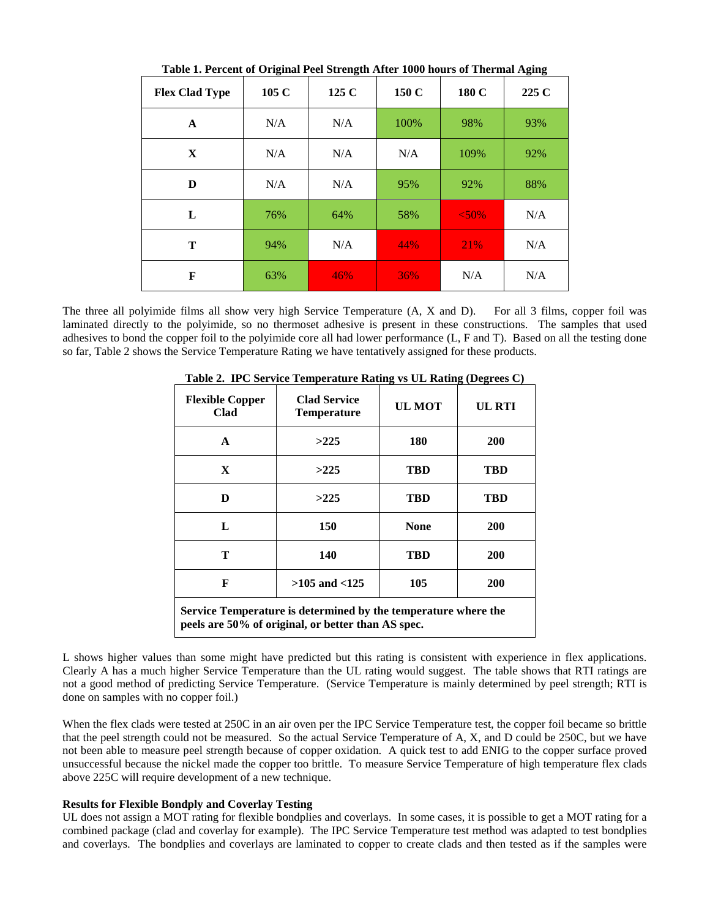**Table 1. Percent of Original Peel Strength After 1000 hours of Thermal Aging**

| Flex Clad Type | 105 C | 125 C | 150 C | 180 C | 225 C |
|---|---|---|---|---|---|
| A | N/A | N/A | 100% | 98% | 93% |
| X | N/A | N/A | N/A | 109% | 92% |
| D | N/A | N/A | 95% | 92% | 88% |
| L | 76% | 64% | 58% | <50% | N/A |
| T | 94% | N/A | 44% | 21% | N/A |
| F | 63% | 46% | 36% | N/A | N/A |

The three all polyimide films all show very high Service Temperature (A, X and D). For all 3 films, copper foil was laminated directly to the polyimide, so no thermoset adhesive is present in these constructions. The samples that used adhesives to bond the copper foil to the polyimide core all had lower performance (L, F and T). Based on all the testing done so far, Table 2 shows the Service Temperature Rating we have tentatively assigned for these products.

**Table 2. IPC Service Temperature Rating vs UL Rating (Degrees C)**

| Flexible Copper Clad | Clad Service Temperature | UL MOT | UL RTI |
|---|---|---|---|
| A | >225 | 180 | 200 |
| X | >225 | TBD | TBD |
| D | >225 | TBD | TBD |
| L | 150 | None | 200 |
| T | 140 | TBD | 200 |
| F | >105 and <125 | 105 | 200 |
| Service Temperature is determined by the temperature where the peels are 50% of original, or better than AS spec. | | | |

L shows higher values than some might have predicted but this rating is consistent with experience in flex applications. Clearly A has a much higher Service Temperature than the UL rating would suggest. The table shows that RTI ratings are not a good method of predicting Service Temperature. (Service Temperature is mainly determined by peel strength; RTI is done on samples with no copper foil.)

When the flex clads were tested at 250C in an air oven per the IPC Service Temperature test, the copper foil became so brittle that the peel strength could not be measured. So the actual Service Temperature of A, X, and D could be 250C, but we have not been able to measure peel strength because of copper oxidation. A quick test to add ENIG to the copper surface proved unsuccessful because the nickel made the copper too brittle. To measure Service Temperature of high temperature flex clads above 225C will require development of a new technique.

**Results for Flexible Bondply and Coverlay Testing**

UL does not assign a MOT rating for flexible bondplies and coverlays. In some cases, it is possible to get a MOT rating for a combined package (clad and coverlay for example). The IPC Service Temperature test method was adapted to test bondplies and coverlays. The bondplies and coverlays are laminated to copper to create clads and then tested as if the samples were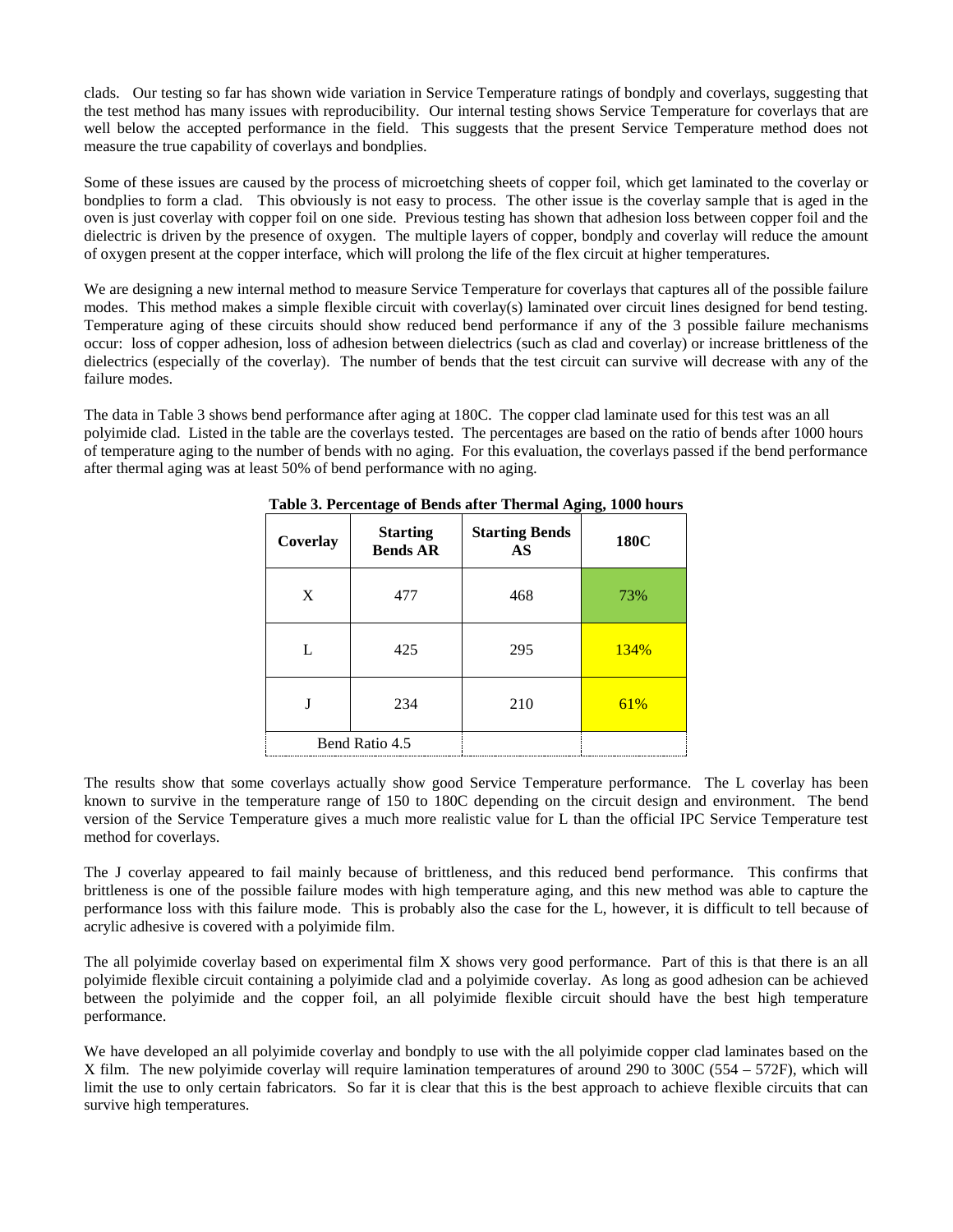clads. Our testing so far has shown wide variation in Service Temperature ratings of bondply and coverlays, suggesting that the test method has many issues with reproducibility. Our internal testing shows Service Temperature for coverlays that are well below the accepted performance in the field. This suggests that the present Service Temperature method does not measure the true capability of coverlays and bondplies.

Some of these issues are caused by the process of microetching sheets of copper foil, which get laminated to the coverlay or bondplies to form a clad. This obviously is not easy to process. The other issue is the coverlay sample that is aged in the oven is just coverlay with copper foil on one side. Previous testing has shown that adhesion loss between copper foil and the dielectric is driven by the presence of oxygen. The multiple layers of copper, bondply and coverlay will reduce the amount of oxygen present at the copper interface, which will prolong the life of the flex circuit at higher temperatures.

We are designing a new internal method to measure Service Temperature for coverlays that captures all of the possible failure modes. This method makes a simple flexible circuit with coverlay(s) laminated over circuit lines designed for bend testing. Temperature aging of these circuits should show reduced bend performance if any of the 3 possible failure mechanisms occur: loss of copper adhesion, loss of adhesion between dielectrics (such as clad and coverlay) or increase brittleness of the dielectrics (especially of the coverlay). The number of bends that the test circuit can survive will decrease with any of the failure modes.

The data in Table 3 shows bend performance after aging at 180C. The copper clad laminate used for this test was an all polyimide clad. Listed in the table are the coverlays tested. The percentages are based on the ratio of bends after 1000 hours of temperature aging to the number of bends with no aging. For this evaluation, the coverlays passed if the bend performance after thermal aging was at least 50% of bend performance with no aging.

**Table 3. Percentage of Bends after Thermal Aging, 1000 hours**

| Coverlay | Starting Bends AR | Starting Bends AS | 180C |
|---|---|---|---|
| X | 477 | 468 | 73% |
| L | 425 | 295 | 134% |
| J | 234 | 210 | 61% |
| Bend Ratio 4.5 | | | |

The results show that some coverlays actually show good Service Temperature performance. The L coverlay has been known to survive in the temperature range of 150 to 180C depending on the circuit design and environment. The bend version of the Service Temperature gives a much more realistic value for L than the official IPC Service Temperature test method for coverlays.

The J coverlay appeared to fail mainly because of brittleness, and this reduced bend performance. This confirms that brittleness is one of the possible failure modes with high temperature aging, and this new method was able to capture the performance loss with this failure mode. This is probably also the case for the L, however, it is difficult to tell because of acrylic adhesive is covered with a polyimide film.

The all polyimide coverlay based on experimental film X shows very good performance. Part of this is that there is an all polyimide flexible circuit containing a polyimide clad and a polyimide coverlay. As long as good adhesion can be achieved between the polyimide and the copper foil, an all polyimide flexible circuit should have the best high temperature performance.

We have developed an all polyimide coverlay and bondply to use with the all polyimide copper clad laminates based on the X film. The new polyimide coverlay will require lamination temperatures of around 290 to 300C (554 – 572F), which will limit the use to only certain fabricators. So far it is clear that this is the best approach to achieve flexible circuits that can survive high temperatures.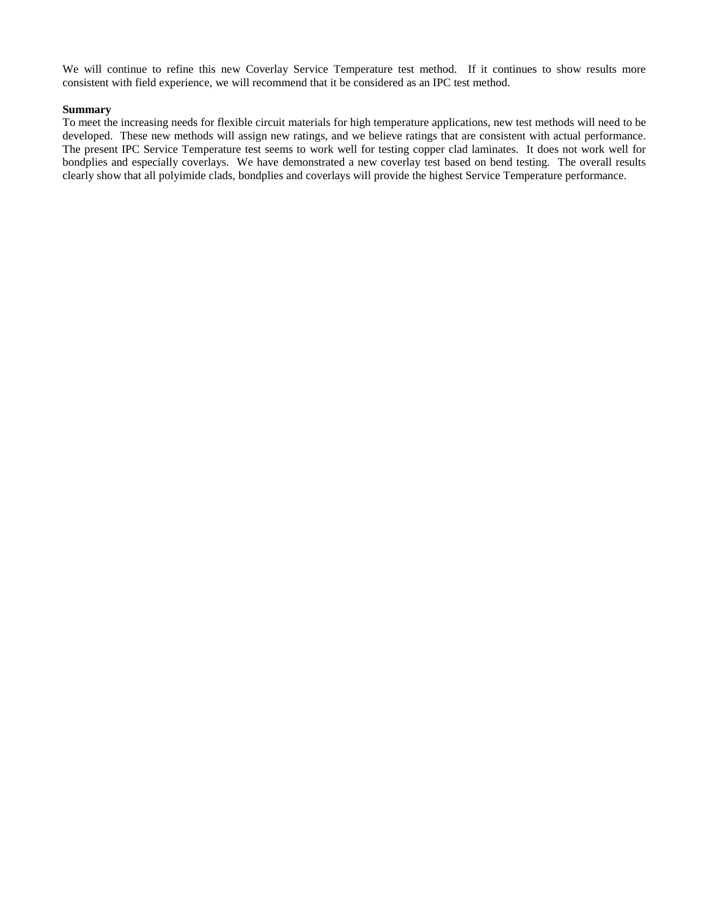We will continue to refine this new Coverlay Service Temperature test method. If it continues to show results more consistent with field experience, we will recommend that it be considered as an IPC test method.

**Summary**

To meet the increasing needs for flexible circuit materials for high temperature applications, new test methods will need to be developed. These new methods will assign new ratings, and we believe ratings that are consistent with actual performance. The present IPC Service Temperature test seems to work well for testing copper clad laminates. It does not work well for bondplies and especially coverlays. We have demonstrated a new coverlay test based on bend testing. The overall results clearly show that all polyimide clads, bondplies and coverlays will provide the highest Service Temperature performance.